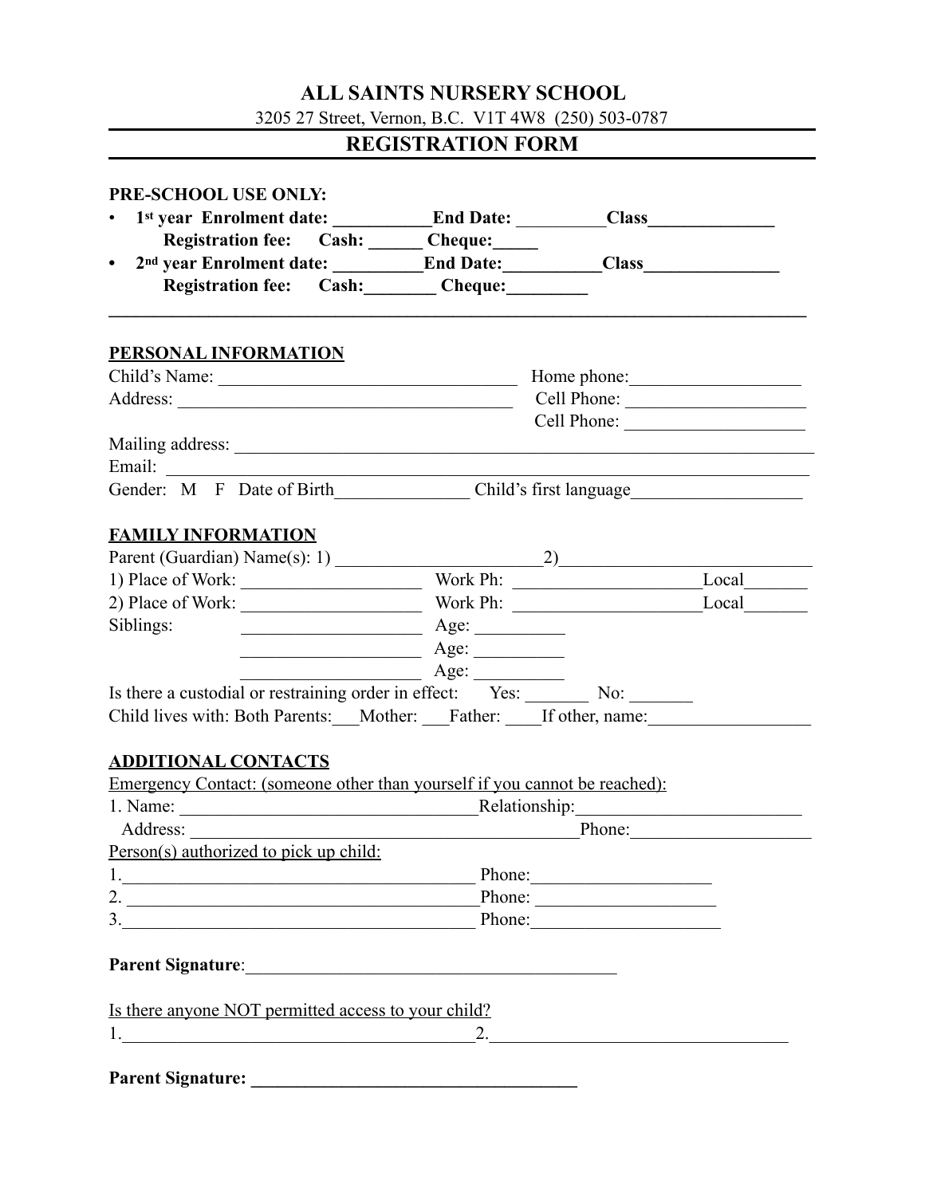# ALL SAINTS NURSERY SCHOOL

3205 27 Street, Vernon, B.C. V1T 4W8 (250) 503-0787

## REGISTRATION FORM

**PRE-SCHOOL USE ONLY:**

- **1st year Enrolment date: ___________End Date:** __________**Class**______________
  **Registration fee: Cash:** ______ **Cheque:**_____
- **2nd year Enrolment date:** __________**End Date:**___________**Class**_______________
  **Registration fee: Cash:**________ **Cheque:**_________

---

**PERSONAL INFORMATION**

Child's Name: __________________________________ Home phone:___________________

Address: ______________________________________ Cell Phone: ____________________

Cell Phone: ____________________

Mailing address: ___________________________________________________________________

Email: ________________________________________________________________________

Gender: M F Date of Birth_______________ Child's first language___________________

**FAMILY INFORMATION**

Parent (Guardian) Name(s): 1) ______________________2)____________________________

1) Place of Work: ____________________ Work Ph: _____________________Local_______

2) Place of Work: ____________________ Work Ph: _____________________Local_______

Siblings: ____________________ Age: __________

____________________ Age: __________

____________________ Age: __________

Is there a custodial or restraining order in effect: Yes: _______ No: _______

Child lives with: Both Parents:___Mother: ___Father: ____If other, name:__________________

**ADDITIONAL CONTACTS**

Emergency Contact: (someone other than yourself if you cannot be reached):

1. Name: _________________________________Relationship:________________________

Address: ____________________________________________Phone:___________________

Person(s) authorized to pick up child:

1.________________________________________ Phone:____________________

2. ________________________________________Phone: ____________________

3.________________________________________ Phone:_____________________

**Parent Signature**:__________________________________________

Is there anyone NOT permitted access to your child?

1.________________________________________2.__________________________________

**Parent Signature: _____________________________________**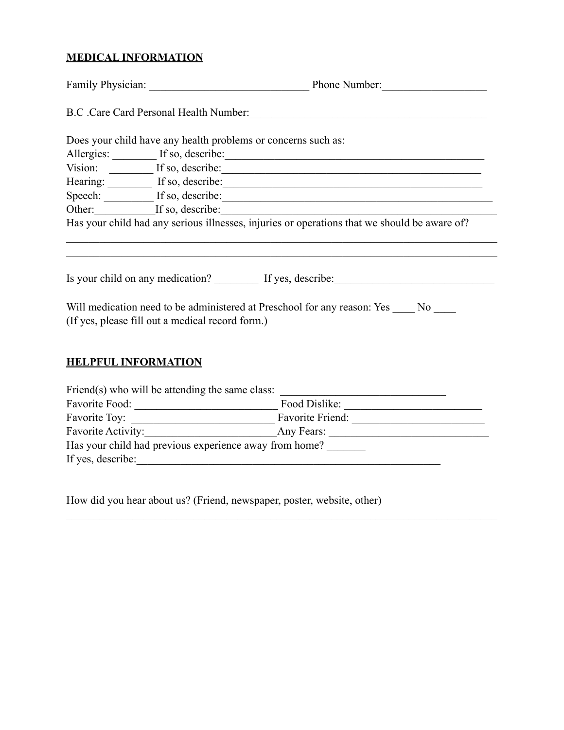## MEDICAL INFORMATION

Family Physician: ______________________________ Phone Number:___________________

B.C .Care Card Personal Health Number:____________________________________________

Does your child have any health problems or concerns such as:
Allergies: ________ If so, describe:_______________________________________________
Vision: ________ If so, describe:_______________________________________________
Hearing: ________ If so, describe:_______________________________________________
Speech: _________ If so, describe:_______________________________________________
Other:___________If so, describe:_______________________________________________
Has your child had any serious illnesses, injuries or operations that we should be aware of?
_________________________________________________________________________________
_________________________________________________________________________________

Is your child on any medication? ________ If yes, describe:_____________________________

Will medication need to be administered at Preschool for any reason: Yes ____ No ____
(If yes, please fill out a medical record form.)

## HELPFUL INFORMATION

Friend(s) who will be attending the same class: ______________________________
Favorite Food: __________________________ Food Dislike: _________________________
Favorite Toy: __________________________ Favorite Friend: ________________________
Favorite Activity:________________________Any Fears: _____________________________
Has your child had previous experience away from home? _______
If yes, describe:________________________________________________________

How did you hear about us? (Friend, newspaper, poster, website, other)
_________________________________________________________________________________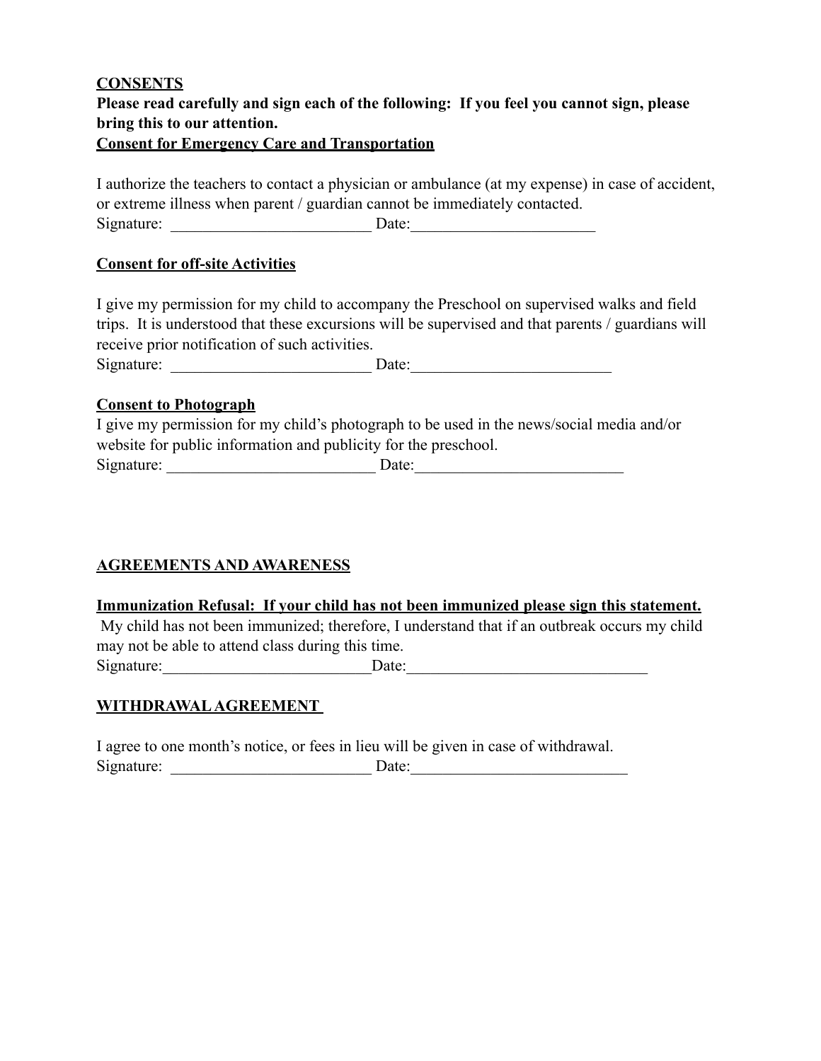**<u>CONSENTS</u>**

**Please read carefully and sign each of the following: If you feel you cannot sign, please bring this to our attention.**

**<u>Consent for Emergency Care and Transportation</u>**

I authorize the teachers to contact a physician or ambulance (at my expense) in case of accident, or extreme illness when parent / guardian cannot be immediately contacted.

Signature: _________________________ Date:_______________________

**<u>Consent for off-site Activities</u>**

I give my permission for my child to accompany the Preschool on supervised walks and field trips. It is understood that these excursions will be supervised and that parents / guardians will receive prior notification of such activities.

Signature: _________________________ Date:_________________________

**<u>Consent to Photograph</u>**

I give my permission for my child's photograph to be used in the news/social media and/or website for public information and publicity for the preschool.

Signature: __________________________ Date:__________________________

**<u>AGREEMENTS AND AWARENESS</u>**

**<u>Immunization Refusal: If your child has not been immunized please sign this statement.</u>**

My child has not been immunized; therefore, I understand that if an outbreak occurs my child may not be able to attend class during this time.

Signature:__________________________Date:______________________________

**<u>WITHDRAWAL AGREEMENT</u>**

I agree to one month's notice, or fees in lieu will be given in case of withdrawal.

Signature: _________________________ Date:___________________________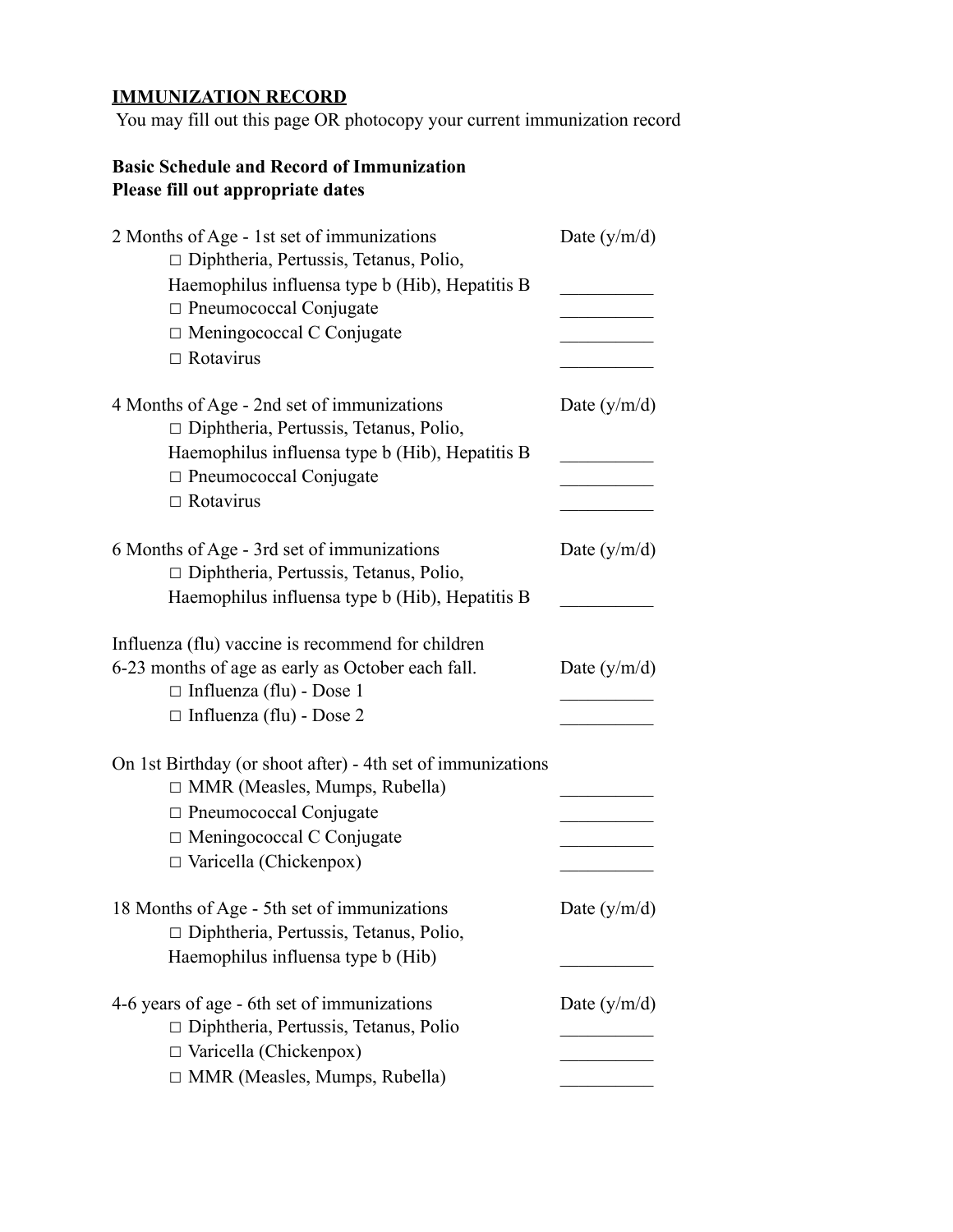## IMMUNIZATION RECORD

You may fill out this page OR photocopy your current immunization record

**Basic Schedule and Record of Immunization**
**Please fill out appropriate dates**

2 Months of Age - 1st set of immunizations — Date (y/m/d)

- □ Diphtheria, Pertussis, Tetanus, Polio, Haemophilus influensa type b (Hib), Hepatitis B __________
- □ Pneumococcal Conjugate __________
- □ Meningococcal C Conjugate __________
- □ Rotavirus __________

4 Months of Age - 2nd set of immunizations — Date (y/m/d)

- □ Diphtheria, Pertussis, Tetanus, Polio, Haemophilus influensa type b (Hib), Hepatitis B __________
- □ Pneumococcal Conjugate __________
- □ Rotavirus __________

6 Months of Age - 3rd set of immunizations — Date (y/m/d)

- □ Diphtheria, Pertussis, Tetanus, Polio, Haemophilus influensa type b (Hib), Hepatitis B __________

Influenza (flu) vaccine is recommend for children 6-23 months of age as early as October each fall. — Date (y/m/d)

- □ Influenza (flu) - Dose 1 __________
- □ Influenza (flu) - Dose 2 __________

On 1st Birthday (or shoot after) - 4th set of immunizations

- □ MMR (Measles, Mumps, Rubella) __________
- □ Pneumococcal Conjugate __________
- □ Meningococcal C Conjugate __________
- □ Varicella (Chickenpox) __________

18 Months of Age - 5th set of immunizations — Date (y/m/d)

- □ Diphtheria, Pertussis, Tetanus, Polio, Haemophilus influensa type b (Hib) __________

4-6 years of age - 6th set of immunizations — Date (y/m/d)

- □ Diphtheria, Pertussis, Tetanus, Polio __________
- □ Varicella (Chickenpox) __________
- □ MMR (Measles, Mumps, Rubella) __________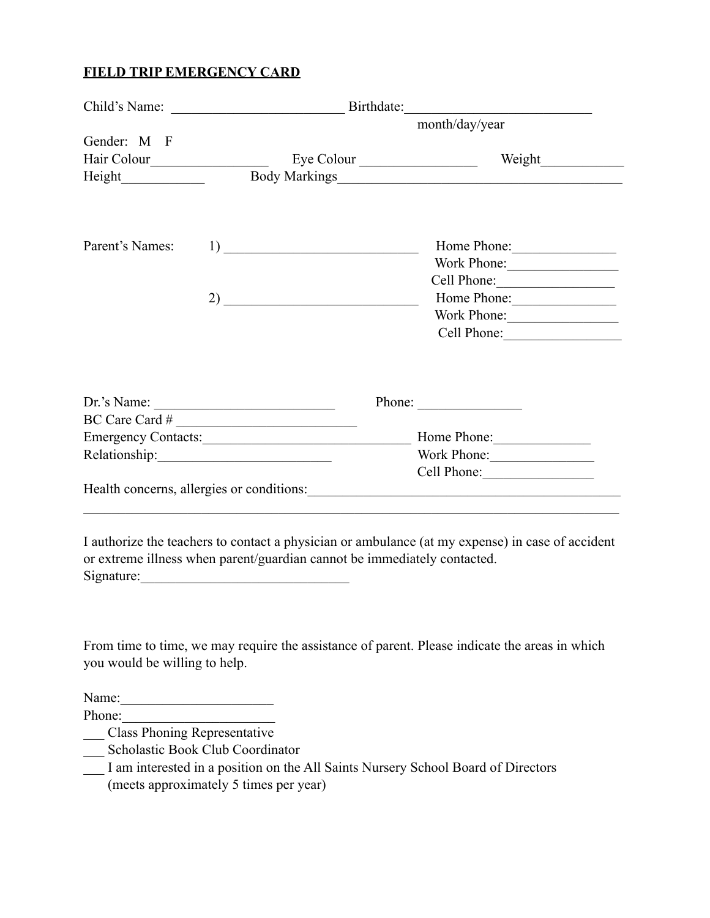**FIELD TRIP EMERGENCY CARD**

Child's Name: _________________________ Birthdate:__________________________
month/day/year

Gender: M F

Hair Colour_________________ Eye Colour _________________ Weight____________

Height____________ Body Markings_________________________________________

Parent's Names: 1) ____________________________ Home Phone:_______________
Work Phone:________________
Cell Phone:_________________

2) ____________________________ Home Phone:_______________
Work Phone:________________
Cell Phone:_________________

Dr.'s Name: __________________________ Phone: _______________

BC Care Card # __________________________

Emergency Contacts:______________________________ Home Phone:______________

Relationship:_________________________ Work Phone:_______________
Cell Phone:________________

Health concerns, allergies or conditions:_____________________________________________
_______________________________________________________________________________

I authorize the teachers to contact a physician or ambulance (at my expense) in case of accident or extreme illness when parent/guardian cannot be immediately contacted.

Signature:______________________________

From time to time, we may require the assistance of parent. Please indicate the areas in which you would be willing to help.

Name:______________________

Phone:_____________________

___ Class Phoning Representative

___ Scholastic Book Club Coordinator

___ I am interested in a position on the All Saints Nursery School Board of Directors (meets approximately 5 times per year)